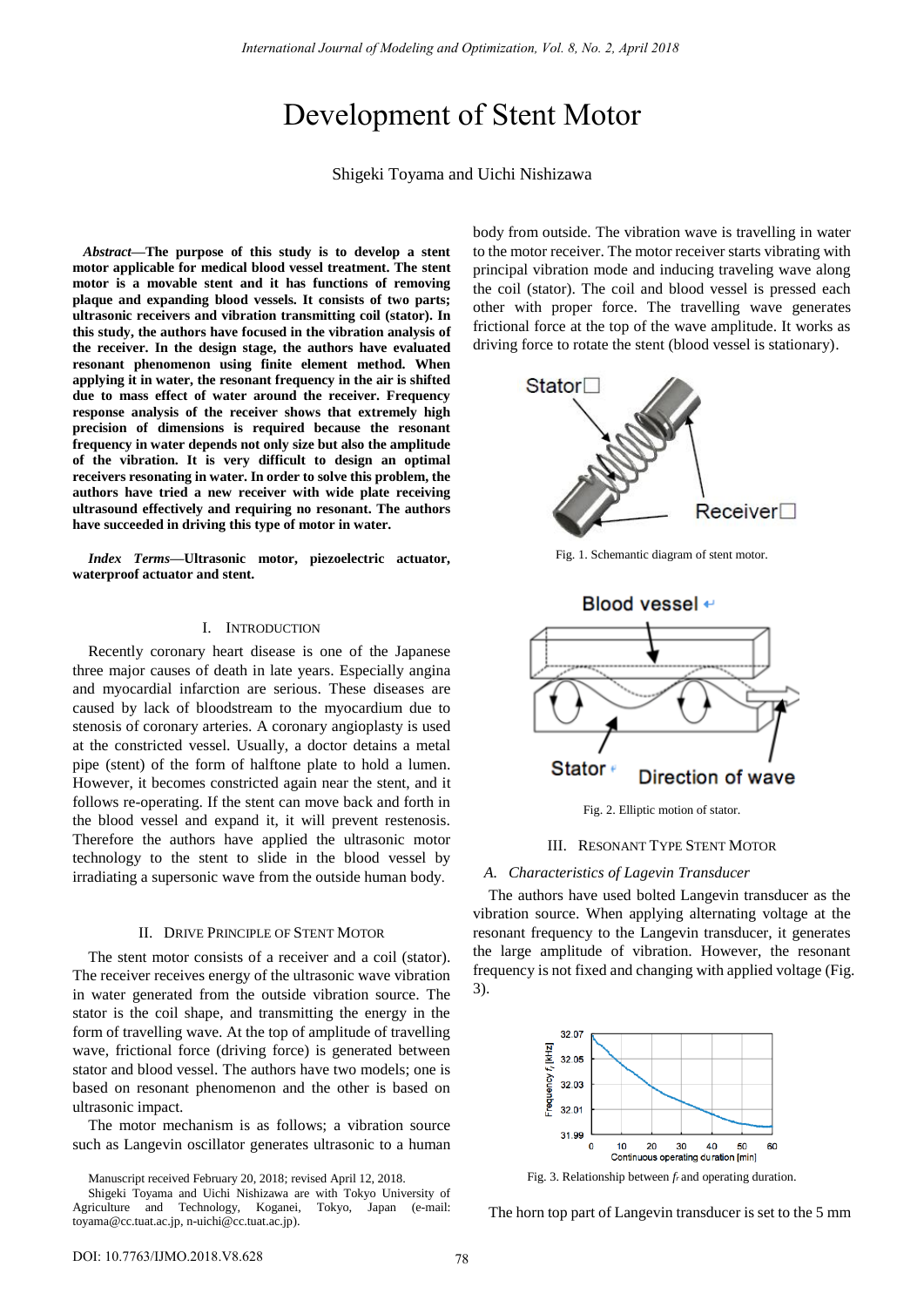# Development of Stent Motor

Shigeki Toyama and Uichi Nishizawa

***Abstract*—The purpose of this study is to develop a stent motor applicable for medical blood vessel treatment. The stent motor is a movable stent and it has functions of removing plaque and expanding blood vessels. It consists of two parts; ultrasonic receivers and vibration transmitting coil (stator). In this study, the authors have focused in the vibration analysis of the receiver. In the design stage, the authors have evaluated resonant phenomenon using finite element method. When applying it in water, the resonant frequency in the air is shifted due to mass effect of water around the receiver. Frequency response analysis of the receiver shows that extremely high precision of dimensions is required because the resonant frequency in water depends not only size but also the amplitude of the vibration. It is very difficult to design an optimal receivers resonating in water. In order to solve this problem, the authors have tried a new receiver with wide plate receiving ultrasound effectively and requiring no resonant. The authors have succeeded in driving this type of motor in water.**

***Index Terms*—Ultrasonic motor, piezoelectric actuator, waterproof actuator and stent.**

## I. Introduction

Recently coronary heart disease is one of the Japanese three major causes of death in late years. Especially angina and myocardial infarction are serious. These diseases are caused by lack of bloodstream to the myocardium due to stenosis of coronary arteries. A coronary angioplasty is used at the constricted vessel. Usually, a doctor detains a metal pipe (stent) of the form of halftone plate to hold a lumen. However, it becomes constricted again near the stent, and it follows re-operating. If the stent can move back and forth in the blood vessel and expand it, it will prevent restenosis. Therefore the authors have applied the ultrasonic motor technology to the stent to slide in the blood vessel by irradiating a supersonic wave from the outside human body.

## II. Drive Principle of Stent Motor

The stent motor consists of a receiver and a coil (stator). The receiver receives energy of the ultrasonic wave vibration in water generated from the outside vibration source. The stator is the coil shape, and transmitting the energy in the form of travelling wave. At the top of amplitude of travelling wave, frictional force (driving force) is generated between stator and blood vessel. The authors have two models; one is based on resonant phenomenon and the other is based on ultrasonic impact.

The motor mechanism is as follows; a vibration source such as Langevin oscillator generates ultrasonic to a human body from outside. The vibration wave is travelling in water to the motor receiver. The motor receiver starts vibrating with principal vibration mode and inducing traveling wave along the coil (stator). The coil and blood vessel is pressed each other with proper force. The travelling wave generates frictional force at the top of the wave amplitude. It works as driving force to rotate the stent (blood vessel is stationary).

Fig. 1. Schemantic diagram of stent motor.

Fig. 2. Elliptic motion of stator.

## III. Resonant Type Stent Motor

### *A. Characteristics of Lagevin Transducer*

The authors have used bolted Langevin transducer as the vibration source. When applying alternating voltage at the resonant frequency to the Langevin transducer, it generates the large amplitude of vibration. However, the resonant frequency is not fixed and changing with applied voltage (Fig. 3).

Fig. 3. Relationship between $f_r$ and operating duration.

The horn top part of Langevin transducer is set to the 5 mm

Manuscript received February 20, 2018; revised April 12, 2018.

Shigeki Toyama and Uichi Nishizawa are with Tokyo University of Agriculture and Technology, Koganei, Tokyo, Japan (e-mail: toyama@cc.tuat.ac.jp, n-uichi@cc.tuat.ac.jp).

DOI: 10.7763/IJMO.2018.V8.628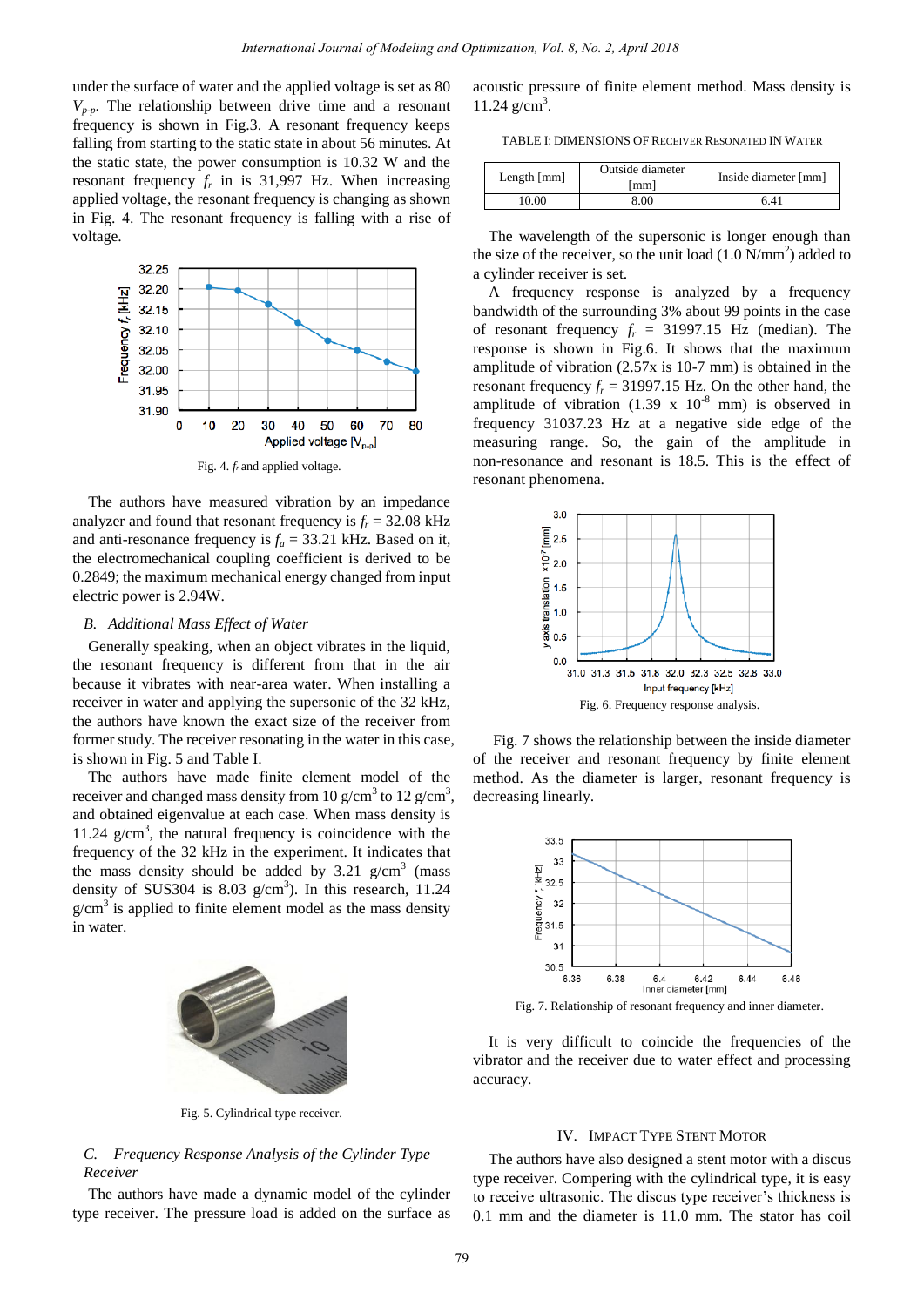under the surface of water and the applied voltage is set as 80 $V_{p\text{-}p}$. The relationship between drive time and a resonant frequency is shown in Fig.3. A resonant frequency keeps falling from starting to the static state in about 56 minutes. At the static state, the power consumption is 10.32 W and the resonant frequency $f_r$ in is 31,997 Hz. When increasing applied voltage, the resonant frequency is changing as shown in Fig. 4. The resonant frequency is falling with a rise of voltage.

Fig. 4. $f_r$ and applied voltage.

The authors have measured vibration by an impedance analyzer and found that resonant frequency is $f_r$ = 32.08 kHz and anti-resonance frequency is $f_a$ = 33.21 kHz. Based on it, the electromechanical coupling coefficient is derived to be 0.2849; the maximum mechanical energy changed from input electric power is 2.94W.

### *B. Additional Mass Effect of Water*

Generally speaking, when an object vibrates in the liquid, the resonant frequency is different from that in the air because it vibrates with near-area water. When installing a receiver in water and applying the supersonic of the 32 kHz, the authors have known the exact size of the receiver from former study. The receiver resonating in the water in this case, is shown in Fig. 5 and Table I.

The authors have made finite element model of the receiver and changed mass density from 10 g/cm$^3$ to 12 g/cm$^3$, and obtained eigenvalue at each case. When mass density is 11.24 g/cm$^3$, the natural frequency is coincidence with the frequency of the 32 kHz in the experiment. It indicates that the mass density should be added by 3.21 g/cm$^3$ (mass density of SUS304 is 8.03 g/cm$^3$). In this research, 11.24 g/cm$^3$ is applied to finite element model as the mass density in water.

Fig. 5. Cylindrical type receiver.

### *C. Frequency Response Analysis of the Cylinder Type Receiver*

The authors have made a dynamic model of the cylinder type receiver. The pressure load is added on the surface as acoustic pressure of finite element method. Mass density is 11.24 g/cm$^3$.

TABLE I: DIMENSIONS OF RECEIVER RESONATED IN WATER

| Length [mm] | Outside diameter [mm] | Inside diameter [mm] |
|---|---|---|
| 10.00 | 8.00 | 6.41 |

The wavelength of the supersonic is longer enough than the size of the receiver, so the unit load (1.0 N/mm$^2$) added to a cylinder receiver is set.

A frequency response is analyzed by a frequency bandwidth of the surrounding 3% about 99 points in the case of resonant frequency $f_r$ = 31997.15 Hz (median). The response is shown in Fig.6. It shows that the maximum amplitude of vibration (2.57x is 10-7 mm) is obtained in the resonant frequency $f_r$ = 31997.15 Hz. On the other hand, the amplitude of vibration (1.39 x 10$^{-8}$ mm) is observed in frequency 31037.23 Hz at a negative side edge of the measuring range. So, the gain of the amplitude in non-resonance and resonant is 18.5. This is the effect of resonant phenomena.

Fig. 6. Frequency response analysis.

Fig. 7 shows the relationship between the inside diameter of the receiver and resonant frequency by finite element method. As the diameter is larger, resonant frequency is decreasing linearly.

Fig. 7. Relationship of resonant frequency and inner diameter.

It is very difficult to coincide the frequencies of the vibrator and the receiver due to water effect and processing accuracy.

## IV. IMPACT TYPE STENT MOTOR

The authors have also designed a stent motor with a discus type receiver. Compering with the cylindrical type, it is easy to receive ultrasonic. The discus type receiver's thickness is 0.1 mm and the diameter is 11.0 mm. The stator has coil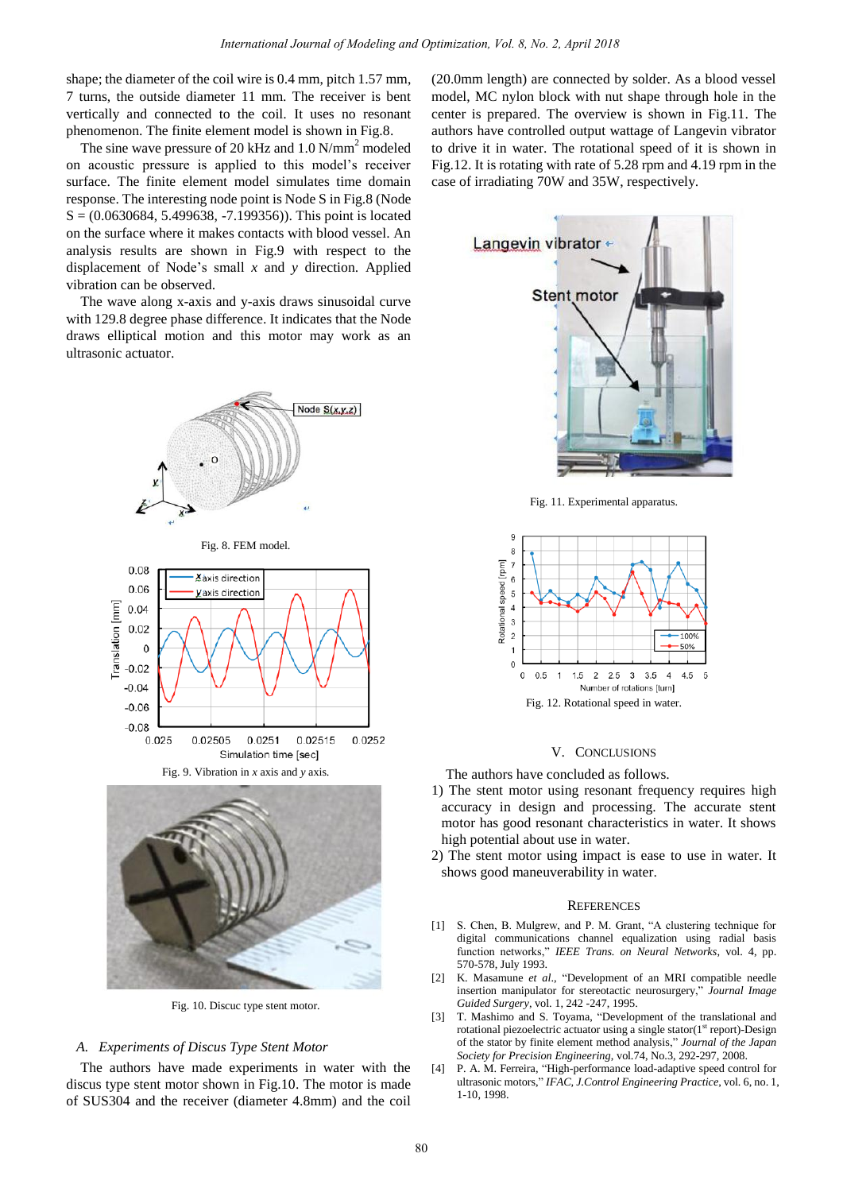shape; the diameter of the coil wire is 0.4 mm, pitch 1.57 mm, 7 turns, the outside diameter 11 mm. The receiver is bent vertically and connected to the coil. It uses no resonant phenomenon. The finite element model is shown in Fig.8.

The sine wave pressure of 20 kHz and 1.0 N/mm$^2$ modeled on acoustic pressure is applied to this model's receiver surface. The finite element model simulates time domain response. The interesting node point is Node S in Fig.8 (Node S = (0.0630684, 5.499638, -7.199356)). This point is located on the surface where it makes contacts with blood vessel. An analysis results are shown in Fig.9 with respect to the displacement of Node's small $x$ and $y$ direction. Applied vibration can be observed.

The wave along x-axis and y-axis draws sinusoidal curve with 129.8 degree phase difference. It indicates that the Node draws elliptical motion and this motor may work as an ultrasonic actuator.

Fig. 8. FEM model.

Fig. 9. Vibration in $x$ axis and $y$ axis.

Fig. 10. Discuc type stent motor.

### A. Experiments of Discus Type Stent Motor

The authors have made experiments in water with the discus type stent motor shown in Fig.10. The motor is made of SUS304 and the receiver (diameter 4.8mm) and the coil (20.0mm length) are connected by solder. As a blood vessel model, MC nylon block with nut shape through hole in the center is prepared. The overview is shown in Fig.11. The authors have controlled output wattage of Langevin vibrator to drive it in water. The rotational speed of it is shown in Fig.12. It is rotating with rate of 5.28 rpm and 4.19 rpm in the case of irradiating 70W and 35W, respectively.

Fig. 11. Experimental apparatus.

Fig. 12. Rotational speed in water.

## V. Conclusions

The authors have concluded as follows.

1) The stent motor using resonant frequency requires high accuracy in design and processing. The accurate stent motor has good resonant characteristics in water. It shows high potential about use in water.
2) The stent motor using impact is ease to use in water. It shows good maneuverability in water.

## References

[1] S. Chen, B. Mulgrew, and P. M. Grant, "A clustering technique for digital communications channel equalization using radial basis function networks," *IEEE Trans. on Neural Networks*, vol. 4, pp. 570-578, July 1993.

[2] K. Masamune *et al*., "Development of an MRI compatible needle insertion manipulator for stereotactic neurosurgery," *Journal Image Guided Surgery*, vol. 1, 242 -247, 1995.

[3] T. Mashimo and S. Toyama, "Development of the translational and rotational piezoelectric actuator using a single stator(1st report)-Design of the stator by finite element method analysis," *Journal of the Japan Society for Precision Engineering*, vol.74, No.3, 292-297, 2008.

[4] P. A. M. Ferreira, "High-performance load-adaptive speed control for ultrasonic motors," *IFAC, J.Control Engineering Practice*, vol. 6, no. 1, 1-10, 1998.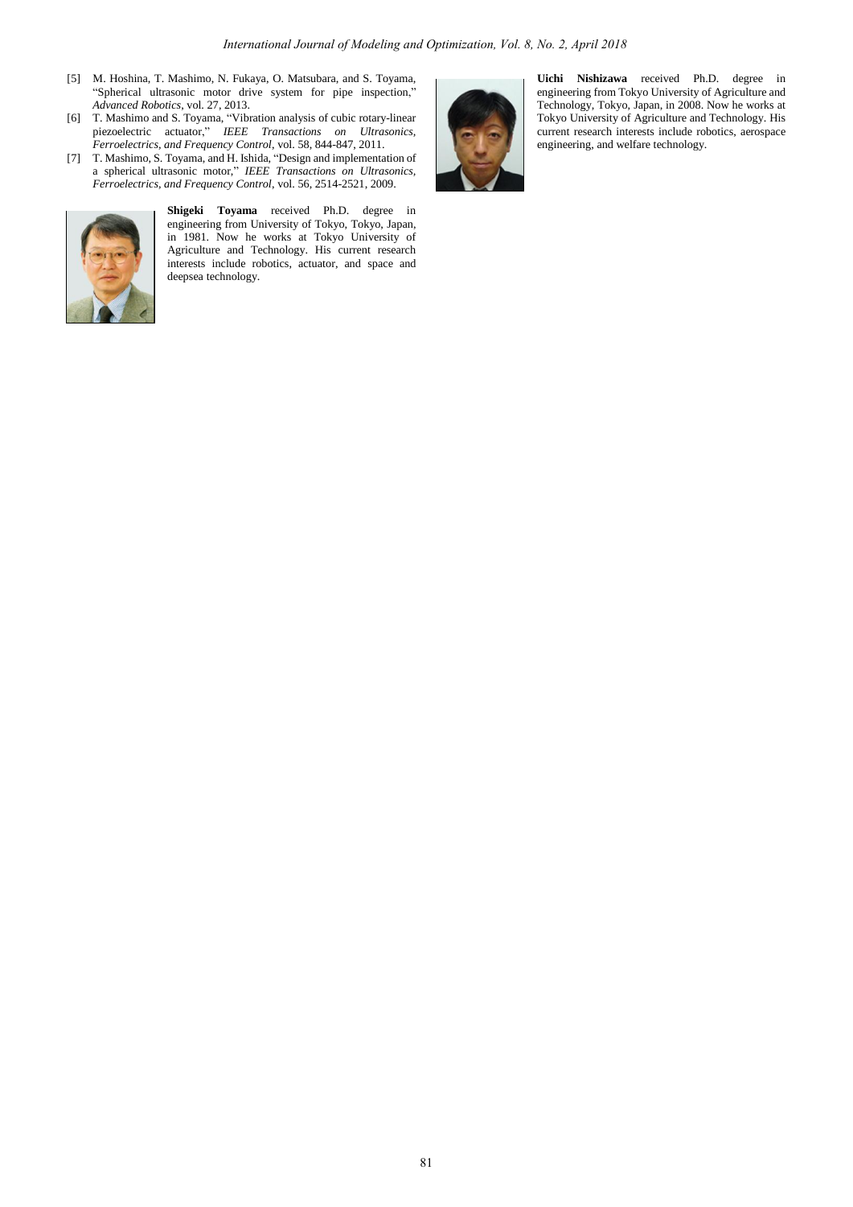[5] M. Hoshina, T. Mashimo, N. Fukaya, O. Matsubara, and S. Toyama, "Spherical ultrasonic motor drive system for pipe inspection," *Advanced Robotics*, vol. 27, 2013.

[6] T. Mashimo and S. Toyama, "Vibration analysis of cubic rotary-linear piezoelectric actuator," *IEEE Transactions on Ultrasonics, Ferroelectrics, and Frequency Control*, vol. 58, 844-847, 2011.

[7] T. Mashimo, S. Toyama, and H. Ishida, "Design and implementation of a spherical ultrasonic motor," *IEEE Transactions on Ultrasonics, Ferroelectrics, and Frequency Control*, vol. 56, 2514-2521, 2009.

**Shigeki Toyama** received Ph.D. degree in engineering from University of Tokyo, Tokyo, Japan, in 1981. Now he works at Tokyo University of Agriculture and Technology. His current research interests include robotics, actuator, and space and deepsea technology.

**Uichi Nishizawa** received Ph.D. degree in engineering from Tokyo University of Agriculture and Technology, Tokyo, Japan, in 2008. Now he works at Tokyo University of Agriculture and Technology. His current research interests include robotics, aerospace engineering, and welfare technology.